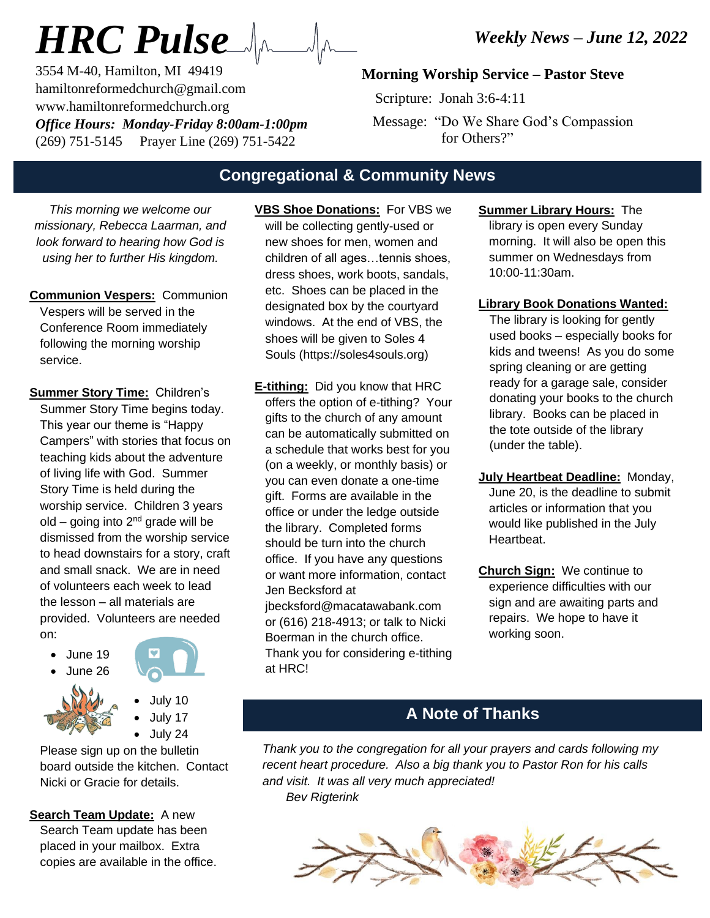# HRC Pulse

*Weekly News – June 12, 2022*

3554 M-40, Hamilton, MI 49419
hamiltonreformedchurch@gmail.com
www.hamiltonreformedchurch.org
***Office Hours: Monday-Friday 8:00am-1:00pm***
(269) 751-5145 Prayer Line (269) 751-5422

**Morning Worship Service – Pastor Steve**

Scripture: Jonah 3:6-4:11

Message: "Do We Share God's Compassion for Others?"

## Congregational & Community News

*This morning we welcome our missionary, Rebecca Laarman, and look forward to hearing how God is using her to further His kingdom.*

**Communion Vespers:** Communion Vespers will be served in the Conference Room immediately following the morning worship service.

**Summer Story Time:** Children's Summer Story Time begins today. This year our theme is "Happy Campers" with stories that focus on teaching kids about the adventure of living life with God. Summer Story Time is held during the worship service. Children 3 years old – going into 2nd grade will be dismissed from the worship service to head downstairs for a story, craft and small snack. We are in need of volunteers each week to lead the lesson – all materials are provided. Volunteers are needed on:

- June 19
- June 26
- July 10
- July 17
- July 24

Please sign up on the bulletin board outside the kitchen. Contact Nicki or Gracie for details.

**Search Team Update:** A new Search Team update has been placed in your mailbox. Extra copies are available in the office.

**VBS Shoe Donations:** For VBS we will be collecting gently-used or new shoes for men, women and children of all ages…tennis shoes, dress shoes, work boots, sandals, etc. Shoes can be placed in the designated box by the courtyard windows. At the end of VBS, the shoes will be given to Soles 4 Souls (https://soles4souls.org)

**E-tithing:** Did you know that HRC offers the option of e-tithing? Your gifts to the church of any amount can be automatically submitted on a schedule that works best for you (on a weekly, or monthly basis) or you can even donate a one-time gift. Forms are available in the office or under the ledge outside the library. Completed forms should be turn into the church office. If you have any questions or want more information, contact Jen Becksford at jbecksford@macatawabank.com or (616) 218-4913; or talk to Nicki Boerman in the church office. Thank you for considering e-tithing at HRC!

**Summer Library Hours:** The library is open every Sunday morning. It will also be open this summer on Wednesdays from 10:00-11:30am.

**Library Book Donations Wanted:** The library is looking for gently used books – especially books for kids and tweens! As you do some spring cleaning or are getting ready for a garage sale, consider donating your books to the church library. Books can be placed in the tote outside of the library (under the table).

**July Heartbeat Deadline:** Monday, June 20, is the deadline to submit articles or information that you would like published in the July Heartbeat.

**Church Sign:** We continue to experience difficulties with our sign and are awaiting parts and repairs. We hope to have it working soon.

## A Note of Thanks

*Thank you to the congregation for all your prayers and cards following my recent heart procedure. Also a big thank you to Pastor Ron for his calls and visit. It was all very much appreciated!*

*Bev Rigterink*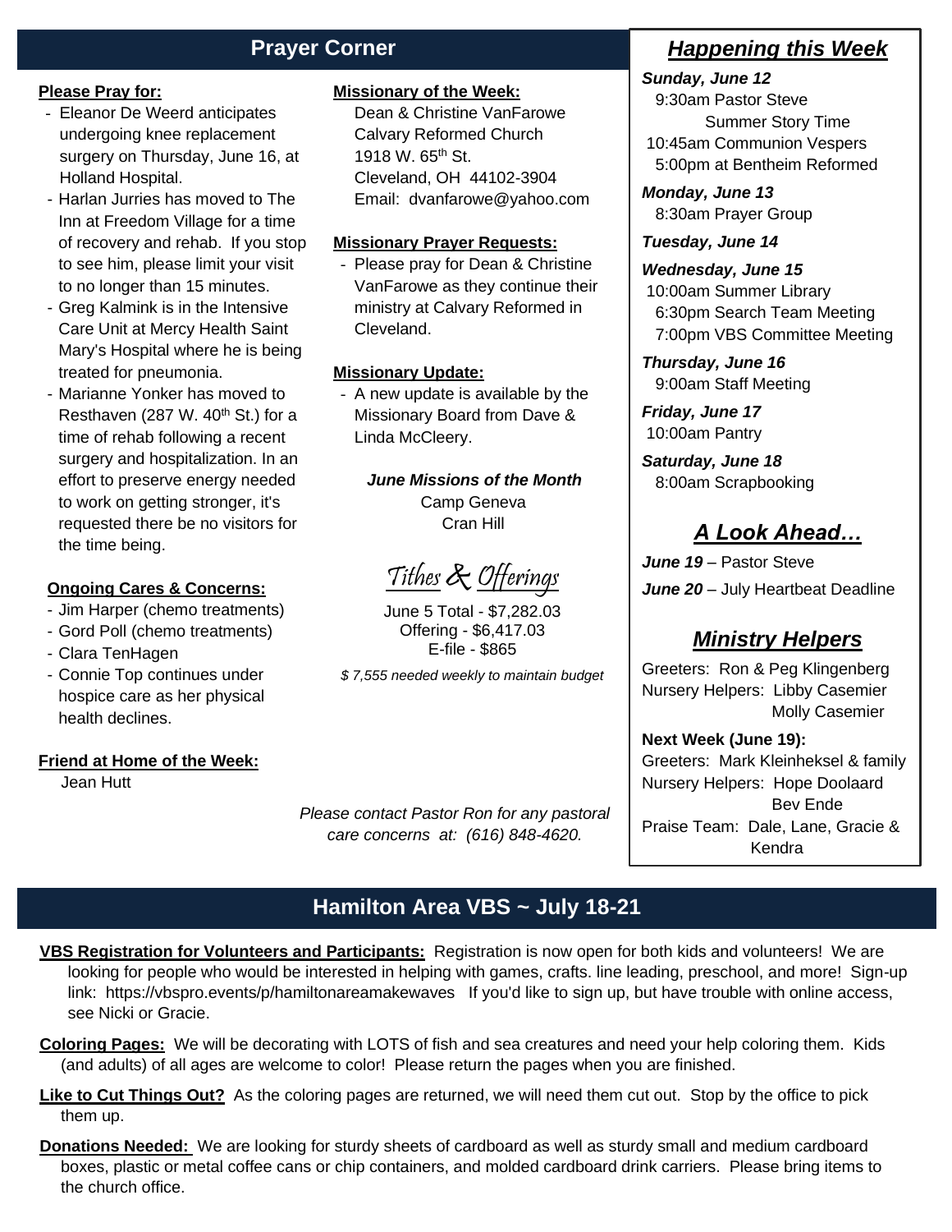## Prayer Corner

**Please Pray for:**

- Eleanor De Weerd anticipates undergoing knee replacement surgery on Thursday, June 16, at Holland Hospital.
- Harlan Jurries has moved to The Inn at Freedom Village for a time of recovery and rehab. If you stop to see him, please limit your visit to no longer than 15 minutes.
- Greg Kalmink is in the Intensive Care Unit at Mercy Health Saint Mary's Hospital where he is being treated for pneumonia.
- Marianne Yonker has moved to Resthaven (287 W. 40th St.) for a time of rehab following a recent surgery and hospitalization. In an effort to preserve energy needed to work on getting stronger, it's requested there be no visitors for the time being.

**Ongoing Cares & Concerns:**

- Jim Harper (chemo treatments)
- Gord Poll (chemo treatments)
- Clara TenHagen
- Connie Top continues under hospice care as her physical health declines.

**Friend at Home of the Week:**

Jean Hutt

**Missionary of the Week:**

Dean & Christine VanFarowe
Calvary Reformed Church
1918 W. 65th St.
Cleveland, OH 44102-3904
Email: dvanfarowe@yahoo.com

**Missionary Prayer Requests:**

- Please pray for Dean & Christine VanFarowe as they continue their ministry at Calvary Reformed in Cleveland.

**Missionary Update:**

- A new update is available by the Missionary Board from Dave & Linda McCleery.

***June Missions of the Month***

Camp Geneva
Cran Hill

### Tithes & Offerings

June 5 Total - $7,282.03
Offering - $6,417.03
E-file - $865

*$ 7,555 needed weekly to maintain budget*

*Please contact Pastor Ron for any pastoral care concerns at: (616) 848-4620.*

## *Happening this Week*

***Sunday, June 12***
9:30am Pastor Steve
Summer Story Time
10:45am Communion Vespers
5:00pm at Bentheim Reformed

***Monday, June 13***
8:30am Prayer Group

***Tuesday, June 14***

***Wednesday, June 15***
10:00am Summer Library
6:30pm Search Team Meeting
7:00pm VBS Committee Meeting

***Thursday, June 16***
9:00am Staff Meeting

***Friday, June 17***
10:00am Pantry

***Saturday, June 18***
8:00am Scrapbooking

## *A Look Ahead…*

***June 19*** – Pastor Steve

***June 20*** – July Heartbeat Deadline

## *Ministry Helpers*

Greeters: Ron & Peg Klingenberg
Nursery Helpers: Libby Casemier
Molly Casemier

**Next Week (June 19):**
Greeters: Mark Kleinheksel & family
Nursery Helpers: Hope Doolaard
Bev Ende
Praise Team: Dale, Lane, Gracie & Kendra

## Hamilton Area VBS ~ July 18-21

**VBS Registration for Volunteers and Participants:** Registration is now open for both kids and volunteers! We are looking for people who would be interested in helping with games, crafts. line leading, preschool, and more! Sign-up link: https://vbspro.events/p/hamiltonareamakewaves If you'd like to sign up, but have trouble with online access, see Nicki or Gracie.

**Coloring Pages:** We will be decorating with LOTS of fish and sea creatures and need your help coloring them. Kids (and adults) of all ages are welcome to color! Please return the pages when you are finished.

**Like to Cut Things Out?** As the coloring pages are returned, we will need them cut out. Stop by the office to pick them up.

**Donations Needed:** We are looking for sturdy sheets of cardboard as well as sturdy small and medium cardboard boxes, plastic or metal coffee cans or chip containers, and molded cardboard drink carriers. Please bring items to the church office.